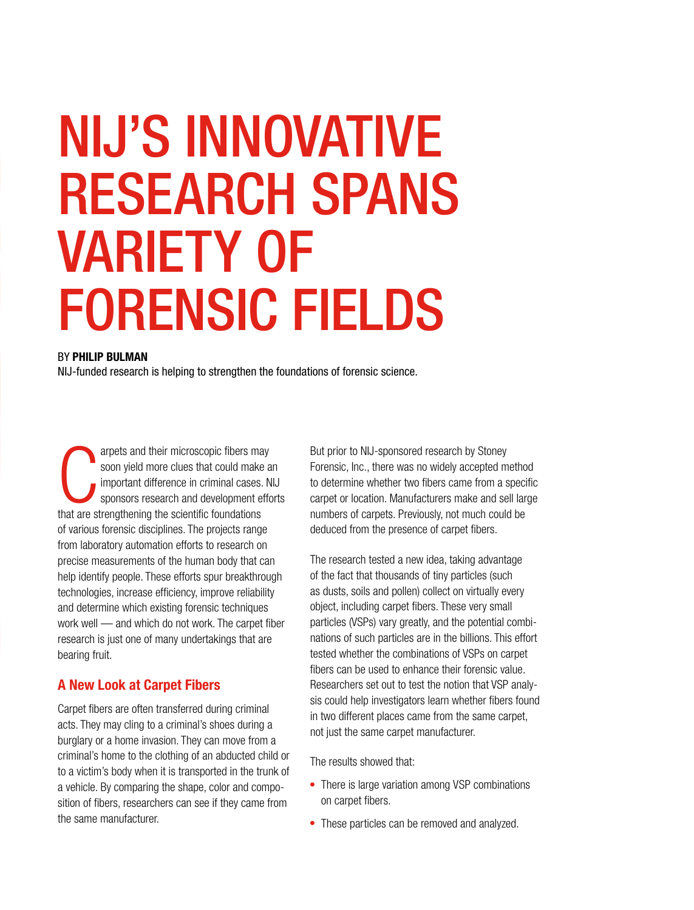# NIJ'S INNOVATIVE RESEARCH SPANS VARIETY OF FORENSIC FIELDS

BY **PHILIP BULMAN**

NIJ-funded research is helping to strengthen the foundations of forensic science.

Carpets and their microscopic fibers may soon yield more clues that could make an important difference in criminal cases. NIJ sponsors research and development efforts that are strengthening the scientific foundations of various forensic disciplines. The projects range from laboratory automation efforts to research on precise measurements of the human body that can help identify people. These efforts spur breakthrough technologies, increase efficiency, improve reliability and determine which existing forensic techniques work well — and which do not work. The carpet fiber research is just one of many undertakings that are bearing fruit.

## A New Look at Carpet Fibers

Carpet fibers are often transferred during criminal acts. They may cling to a criminal's shoes during a burglary or a home invasion. They can move from a criminal's home to the clothing of an abducted child or to a victim's body when it is transported in the trunk of a vehicle. By comparing the shape, color and composition of fibers, researchers can see if they came from the same manufacturer.

But prior to NIJ-sponsored research by Stoney Forensic, Inc., there was no widely accepted method to determine whether two fibers came from a specific carpet or location. Manufacturers make and sell large numbers of carpets. Previously, not much could be deduced from the presence of carpet fibers.

The research tested a new idea, taking advantage of the fact that thousands of tiny particles (such as dusts, soils and pollen) collect on virtually every object, including carpet fibers. These very small particles (VSPs) vary greatly, and the potential combinations of such particles are in the billions. This effort tested whether the combinations of VSPs on carpet fibers can be used to enhance their forensic value. Researchers set out to test the notion that VSP analysis could help investigators learn whether fibers found in two different places came from the same carpet, not just the same carpet manufacturer.

The results showed that:

- There is large variation among VSP combinations on carpet fibers.
- These particles can be removed and analyzed.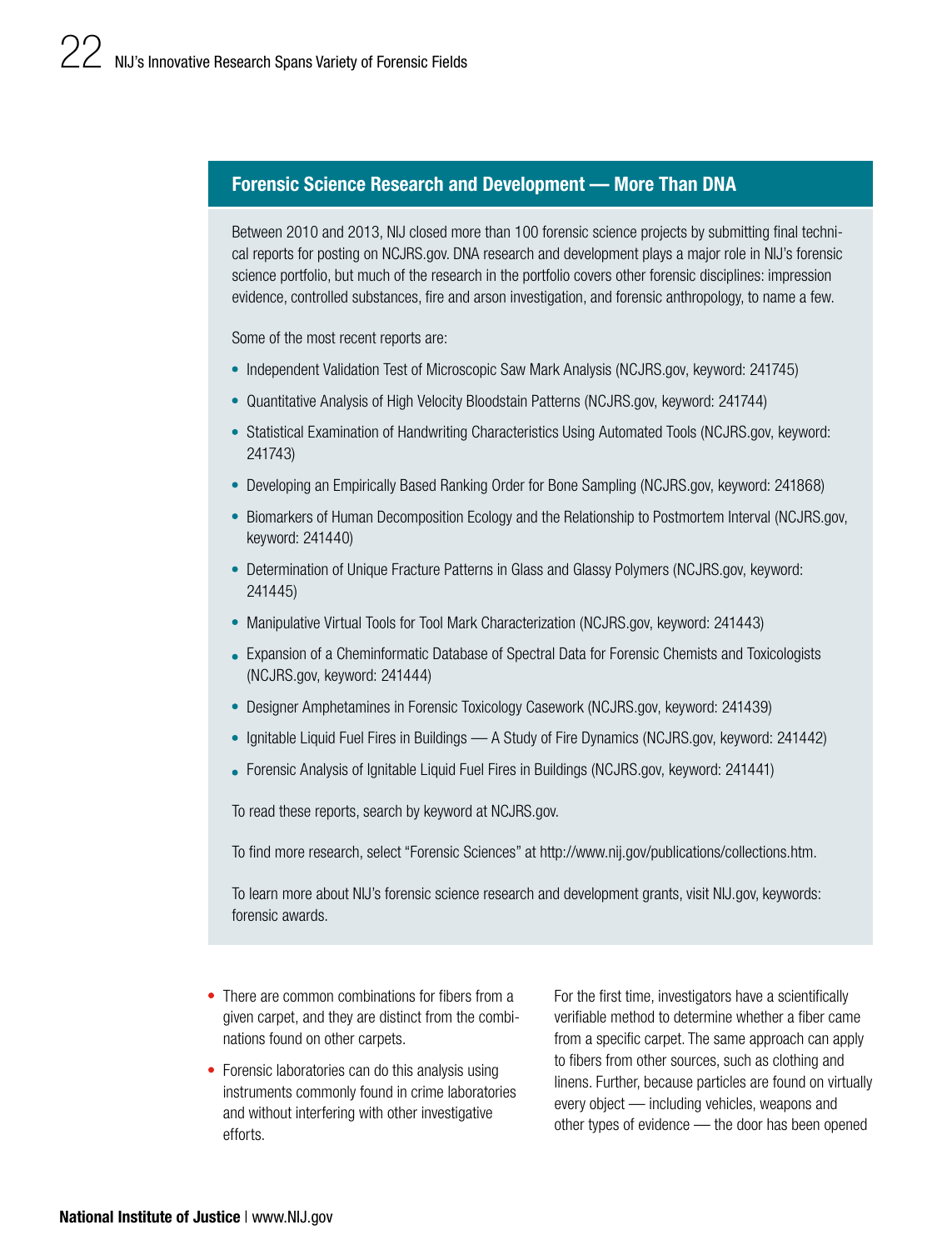## Forensic Science Research and Development — More Than DNA

Between 2010 and 2013, NIJ closed more than 100 forensic science projects by submitting final technical reports for posting on NCJRS.gov. DNA research and development plays a major role in NIJ's forensic science portfolio, but much of the research in the portfolio covers other forensic disciplines: impression evidence, controlled substances, fire and arson investigation, and forensic anthropology, to name a few.

Some of the most recent reports are:

- Independent Validation Test of Microscopic Saw Mark Analysis (NCJRS.gov, keyword: 241745)
- Quantitative Analysis of High Velocity Bloodstain Patterns (NCJRS.gov, keyword: 241744)
- Statistical Examination of Handwriting Characteristics Using Automated Tools (NCJRS.gov, keyword: 241743)
- Developing an Empirically Based Ranking Order for Bone Sampling (NCJRS.gov, keyword: 241868)
- Biomarkers of Human Decomposition Ecology and the Relationship to Postmortem Interval (NCJRS.gov, keyword: 241440)
- Determination of Unique Fracture Patterns in Glass and Glassy Polymers (NCJRS.gov, keyword: 241445)
- Manipulative Virtual Tools for Tool Mark Characterization (NCJRS.gov, keyword: 241443)
- Expansion of a Cheminformatic Database of Spectral Data for Forensic Chemists and Toxicologists (NCJRS.gov, keyword: 241444)
- Designer Amphetamines in Forensic Toxicology Casework (NCJRS.gov, keyword: 241439)
- Ignitable Liquid Fuel Fires in Buildings — A Study of Fire Dynamics (NCJRS.gov, keyword: 241442)
- Forensic Analysis of Ignitable Liquid Fuel Fires in Buildings (NCJRS.gov, keyword: 241441)

To read these reports, search by keyword at NCJRS.gov.

To find more research, select "Forensic Sciences" at http://www.nij.gov/publications/collections.htm.

To learn more about NIJ's forensic science research and development grants, visit NIJ.gov, keywords: forensic awards.

- There are common combinations for fibers from a given carpet, and they are distinct from the combinations found on other carpets.
- Forensic laboratories can do this analysis using instruments commonly found in crime laboratories and without interfering with other investigative efforts.

For the first time, investigators have a scientifically verifiable method to determine whether a fiber came from a specific carpet. The same approach can apply to fibers from other sources, such as clothing and linens. Further, because particles are found on virtually every object — including vehicles, weapons and other types of evidence — the door has been opened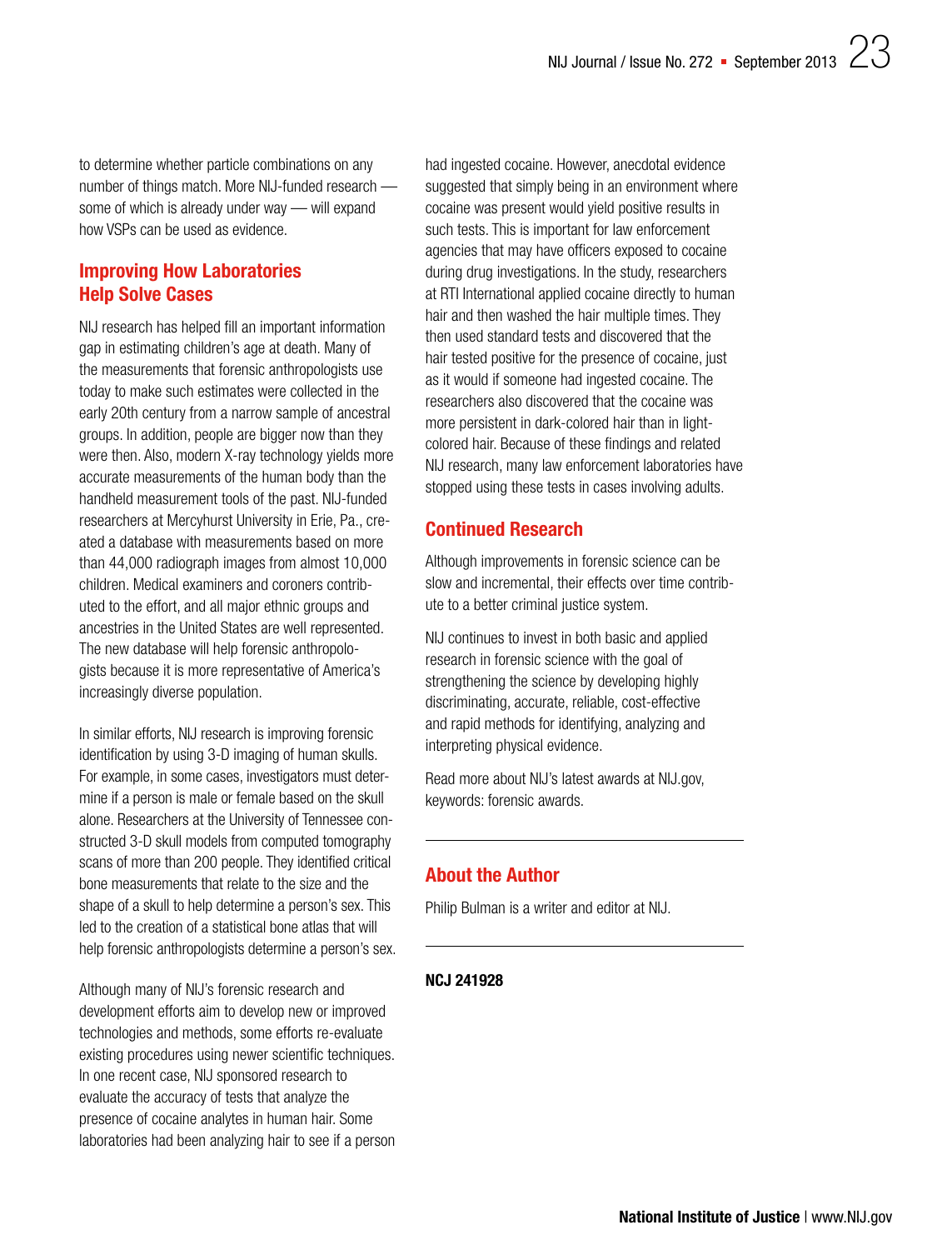to determine whether particle combinations on any number of things match. More NIJ-funded research — some of which is already under way — will expand how VSPs can be used as evidence.

## Improving How Laboratories Help Solve Cases

NIJ research has helped fill an important information gap in estimating children's age at death. Many of the measurements that forensic anthropologists use today to make such estimates were collected in the early 20th century from a narrow sample of ancestral groups. In addition, people are bigger now than they were then. Also, modern X-ray technology yields more accurate measurements of the human body than the handheld measurement tools of the past. NIJ-funded researchers at Mercyhurst University in Erie, Pa., created a database with measurements based on more than 44,000 radiograph images from almost 10,000 children. Medical examiners and coroners contributed to the effort, and all major ethnic groups and ancestries in the United States are well represented. The new database will help forensic anthropologists because it is more representative of America's increasingly diverse population.

In similar efforts, NIJ research is improving forensic identification by using 3-D imaging of human skulls. For example, in some cases, investigators must determine if a person is male or female based on the skull alone. Researchers at the University of Tennessee constructed 3-D skull models from computed tomography scans of more than 200 people. They identified critical bone measurements that relate to the size and the shape of a skull to help determine a person's sex. This led to the creation of a statistical bone atlas that will help forensic anthropologists determine a person's sex.

Although many of NIJ's forensic research and development efforts aim to develop new or improved technologies and methods, some efforts re-evaluate existing procedures using newer scientific techniques. In one recent case, NIJ sponsored research to evaluate the accuracy of tests that analyze the presence of cocaine analytes in human hair. Some laboratories had been analyzing hair to see if a person had ingested cocaine. However, anecdotal evidence suggested that simply being in an environment where cocaine was present would yield positive results in such tests. This is important for law enforcement agencies that may have officers exposed to cocaine during drug investigations. In the study, researchers at RTI International applied cocaine directly to human hair and then washed the hair multiple times. They then used standard tests and discovered that the hair tested positive for the presence of cocaine, just as it would if someone had ingested cocaine. The researchers also discovered that the cocaine was more persistent in dark-colored hair than in light-colored hair. Because of these findings and related NIJ research, many law enforcement laboratories have stopped using these tests in cases involving adults.

## Continued Research

Although improvements in forensic science can be slow and incremental, their effects over time contribute to a better criminal justice system.

NIJ continues to invest in both basic and applied research in forensic science with the goal of strengthening the science by developing highly discriminating, accurate, reliable, cost-effective and rapid methods for identifying, analyzing and interpreting physical evidence.

Read more about NIJ's latest awards at NIJ.gov, keywords: forensic awards.

---

## About the Author

Philip Bulman is a writer and editor at NIJ.

---

**NCJ 241928**